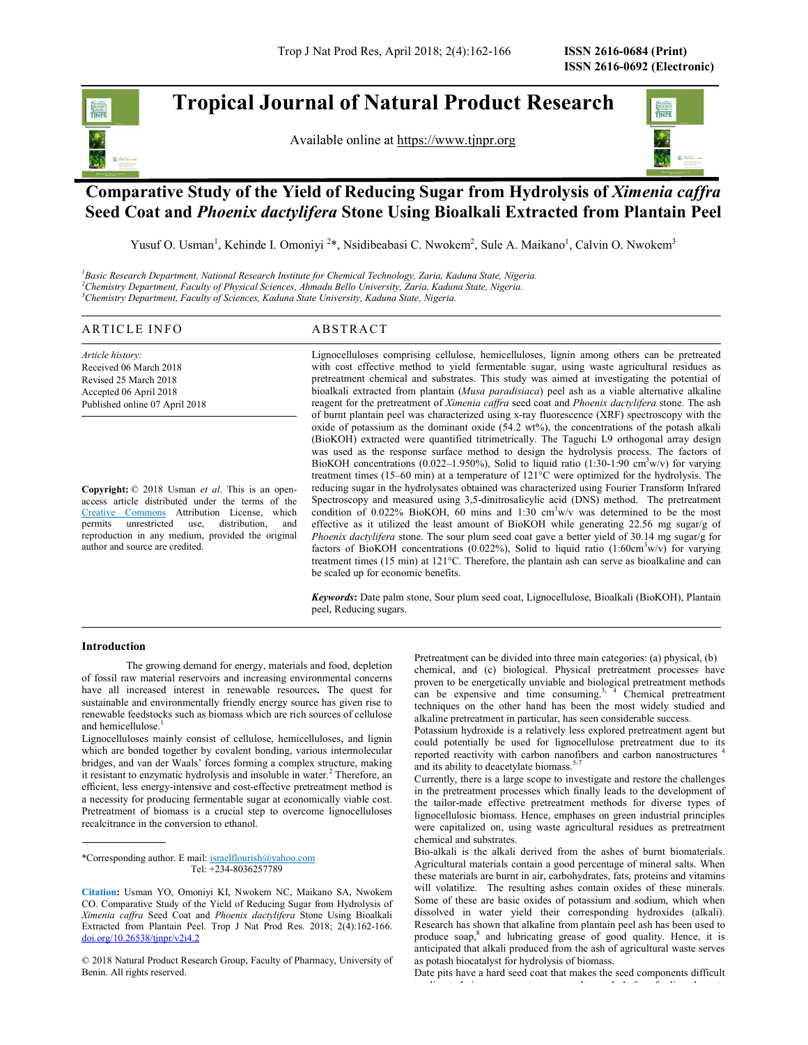# Tropical Journal of Natural Product Research

Available online at https://www.tjnpr.org

## Comparative Study of the Yield of Reducing Sugar from Hydrolysis of *Ximenia caffra* Seed Coat and *Phoenix dactylifera* Stone Using Bioalkali Extracted from Plantain Peel

Yusuf O. Usman[1], Kehinde I. Omoniyi [2]*, Nsidibeabasi C. Nwokem[2], Sule A. Maikano[1], Calvin O. Nwokem[3]

[1]*Basic Research Department, National Research Institute for Chemical Technology, Zaria, Kaduna State, Nigeria.*
[2]*Chemistry Department, Faculty of Physical Sciences, Ahmadu Bello University, Zaria, Kaduna State, Nigeria.*
[3]*Chemistry Department, Faculty of Sciences, Kaduna State University, Kaduna State, Nigeria.*

### ARTICLE INFO

*Article history:*
Received 06 March 2018
Revised 25 March 2018
Accepted 06 April 2018
Published online 07 April 2018

**Copyright:** © 2018 Usman *et al*. This is an open-access article distributed under the terms of the Creative Commons Attribution License, which permits unrestricted use, distribution, and reproduction in any medium, provided the original author and source are credited.

### ABSTRACT

Lignocelluloses comprising cellulose, hemicelluloses, lignin among others can be pretreated with cost effective method to yield fermentable sugar, using waste agricultural residues as pretreatment chemical and substrates. This study was aimed at investigating the potential of bioalkali extracted from plantain (*Musa paradisiaca*) peel ash as a viable alternative alkaline reagent for the pretreatment of *Ximenia caffra* seed coat and *Phoenix dactylifera* stone. The ash of burnt plantain peel was characterized using x-ray fluorescence (XRF) spectroscopy with the oxide of potassium as the dominant oxide (54.2 wt%), the concentrations of the potash alkali (BioKOH) extracted were quantified titrimetrically. The Taguchi L9 orthogonal array design was used as the response surface method to design the hydrolysis process. The factors of BioKOH concentrations (0.022–1.950%), Solid to liquid ratio (1:30-1:90 $cm^3$w/v) for varying treatment times (15–60 min) at a temperature of 121°C were optimized for the hydrolysis. The reducing sugar in the hydrolysates obtained was characterized using Fourier Transform Infrared Spectroscopy and measured using 3,5-dinitrosalicylic acid (DNS) method. The pretreatment condition of 0.022% BioKOH, 60 mins and 1:30 $cm^3$w/v was determined to be the most effective as it utilized the least amount of BioKOH while generating 22.56 mg sugar/g of *Phoenix dactylifera* stone. The sour plum seed coat gave a better yield of 30.14 mg sugar/g for factors of BioKOH concentrations (0.022%), Solid to liquid ratio (1:60$cm^3$w/v) for varying treatment times (15 min) at 121°C. Therefore, the plantain ash can serve as bioalkaline and can be scaled up for economic benefits.

***Keywords*:** Date palm stone, Sour plum seed coat, Lignocellulose, Bioalkali (BioKOH), Plantain peel, Reducing sugars.

## Introduction

The growing demand for energy, materials and food, depletion of fossil raw material reservoirs and increasing environmental concerns have all increased interest in renewable resources**.** The quest for sustainable and environmentally friendly energy source has given rise to renewable feedstocks such as biomass which are rich sources of cellulose and hemicellulose.[1]

Lignocelluloses mainly consist of cellulose, hemicelluloses, and lignin which are bonded together by covalent bonding, various intermolecular bridges, and van der Waals' forces forming a complex structure, making it resistant to enzymatic hydrolysis and insoluble in water.[2] Therefore, an efficient, less energy-intensive and cost-effective pretreatment method is a necessity for producing fermentable sugar at economically viable cost. Pretreatment of biomass is a crucial step to overcome lignocelluloses recalcitrance in the conversion to ethanol.

Pretreatment can be divided into three main categories: (a) physical, (b) chemical, and (c) biological. Physical pretreatment processes have proven to be energetically unviable and biological pretreatment methods can be expensive and time consuming.[3, 4] Chemical pretreatment techniques on the other hand has been the most widely studied and alkaline pretreatment in particular, has seen considerable success.

Potassium hydroxide is a relatively less explored pretreatment agent but could potentially be used for lignocellulose pretreatment due to its reported reactivity with carbon nanofibers and carbon nanostructures [4] and its ability to deacetylate biomass.[5-7]

Currently, there is a large scope to investigate and restore the challenges in the pretreatment processes which finally leads to the development of the tailor-made effective pretreatment methods for diverse types of lignocellulosic biomass. Hence, emphases on green industrial principles were capitalized on, using waste agricultural residues as pretreatment chemical and substrates.

Bio-alkali is the alkali derived from the ashes of burnt biomaterials. Agricultural materials contain a good percentage of mineral salts. When these materials are burnt in air, carbohydrates, fats, proteins and vitamins will volatilize. The resulting ashes contain oxides of these minerals. Some of these are basic oxides of potassium and sodium, which when dissolved in water yield their corresponding hydroxides (alkali). Research has shown that alkaline from plantain peel ash has been used to produce soap,[8] and lubricating grease of good quality. Hence, it is anticipated that alkali produced from the ash of agricultural waste serves as potash biocatalyst for hydrolysis of biomass.

Date pits have a hard seed coat that makes the seed components difficult

*Corresponding author. E mail: israelflourish@yahoo.com
Tel: +234-8036257789

**Citation:** Usman YO, Omoniyi KI, Nwokem NC, Maikano SA, Nwokem CO. Comparative Study of the Yield of Reducing Sugar from Hydrolysis of *Ximenia caffra* Seed Coat and *Phoenix dactylifera* Stone Using Bioalkali Extracted from Plantain Peel. Trop J Nat Prod Res. 2018; 2(4):162-166. doi.org/10.26538/tjnpr/v2i4.2

© 2018 Natural Product Research Group, Faculty of Pharmacy, University of Benin. All rights reserved.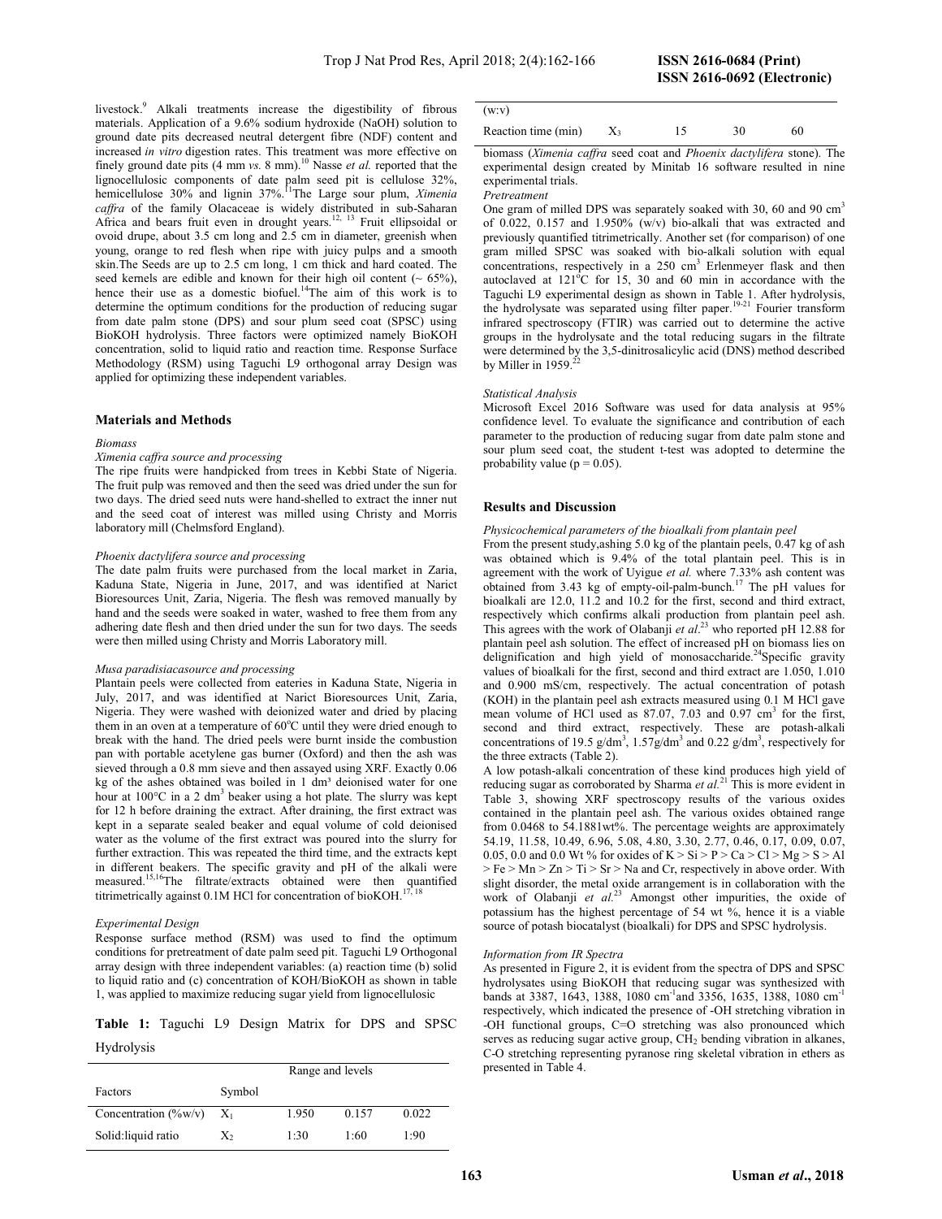livestock.[9] Alkali treatments increase the digestibility of fibrous materials. Application of a 9.6% sodium hydroxide (NaOH) solution to ground date pits decreased neutral detergent fibre (NDF) content and increased *in vitro* digestion rates. This treatment was more effective on finely ground date pits (4 mm *vs.* 8 mm).[10] Nasse *et al.* reported that the lignocellulosic components of date palm seed pit is cellulose 32%, hemicellulose 30% and lignin 37%.[11]The Large sour plum, *Ximenia caffra* of the family Olacaceae is widely distributed in sub-Saharan Africa and bears fruit even in drought years.[12, 13] Fruit ellipsoidal or ovoid drupe, about 3.5 cm long and 2.5 cm in diameter, greenish when young, orange to red flesh when ripe with juicy pulps and a smooth skin.The Seeds are up to 2.5 cm long, 1 cm thick and hard coated. The seed kernels are edible and known for their high oil content (~ 65%), hence their use as a domestic biofuel.[14]The aim of this work is to determine the optimum conditions for the production of reducing sugar from date palm stone (DPS) and sour plum seed coat (SPSC) using BioKOH hydrolysis. Three factors were optimized namely BioKOH concentration, solid to liquid ratio and reaction time. Response Surface Methodology (RSM) using Taguchi L9 orthogonal array Design was applied for optimizing these independent variables.

## Materials and Methods

### Biomass

*Ximenia caffra source and processing*

The ripe fruits were handpicked from trees in Kebbi State of Nigeria. The fruit pulp was removed and then the seed was dried under the sun for two days. The dried seed nuts were hand-shelled to extract the inner nut and the seed coat of interest was milled using Christy and Morris laboratory mill (Chelmsford England).

*Phoenix dactylifera source and processing*

The date palm fruits were purchased from the local market in Zaria, Kaduna State, Nigeria in June, 2017, and was identified at Narict Bioresources Unit, Zaria, Nigeria. The flesh was removed manually by hand and the seeds were soaked in water, washed to free them from any adhering date flesh and then dried under the sun for two days. The seeds were then milled using Christy and Morris Laboratory mill.

*Musa paradisiacasource and processing*

Plantain peels were collected from eateries in Kaduna State, Nigeria in July, 2017, and was identified at Narict Bioresources Unit, Zaria, Nigeria. They were washed with deionized water and dried by placing them in an oven at a temperature of 60°C until they were dried enough to break with the hand. The dried peels were burnt inside the combustion pan with portable acetylene gas burner (Oxford) and then the ash was sieved through a 0.8 mm sieve and then assayed using XRF. Exactly 0.06 kg of the ashes obtained was boiled in 1 dm³ deionised water for one hour at 100°C in a 2 dm³ beaker using a hot plate. The slurry was kept for 12 h before draining the extract. After draining, the first extract was kept in a separate sealed beaker and equal volume of cold deionised water as the volume of the first extract was poured into the slurry for further extraction. This was repeated the third time, and the extracts kept in different beakers. The specific gravity and pH of the alkali were measured.[15,16]The filtrate/extracts obtained were then quantified titrimetrically against 0.1M HCl for concentration of bioKOH.[17, 18]

*Experimental Design*

Response surface method (RSM) was used to find the optimum conditions for pretreatment of date palm seed pit. Taguchi L9 Orthogonal array design with three independent variables: (a) reaction time (b) solid to liquid ratio and (c) concentration of KOH/BioKOH as shown in table 1, was applied to maximize reducing sugar yield from lignocellulosic biomass (*Ximenia caffra* seed coat and *Phoenix dactylifera* stone). The experimental design created by Minitab 16 software resulted in nine experimental trials.

**Table 1:** Taguchi L9 Design Matrix for DPS and SPSC Hydrolysis

| Factors | Symbol | Range and levels | | |
|---|---|---|---|---|
| Concentration (%w/v) | $X_1$ | 1.950 | 0.157 | 0.022 |
| Solid:liquid ratio (w:v) | $X_2$ | 1:30 | 1:60 | 1:90 |
| Reaction time (min) | $X_3$ | 15 | 30 | 60 |

*Pretreatment*

One gram of milled DPS was separately soaked with 30, 60 and 90 cm³ of 0.022, 0.157 and 1.950% (w/v) bio-alkali that was extracted and previously quantified titrimetrically. Another set (for comparison) of one gram milled SPSC was soaked with bio-alkali solution with equal concentrations, respectively in a 250 cm³ Erlenmeyer flask and then autoclaved at 121°C for 15, 30 and 60 min in accordance with the Taguchi L9 experimental design as shown in Table 1. After hydrolysis, the hydrolysate was separated using filter paper.[19-21] Fourier transform infrared spectroscopy (FTIR) was carried out to determine the active groups in the hydrolysate and the total reducing sugars in the filtrate were determined by the 3,5-dinitrosalicylic acid (DNS) method described by Miller in 1959.[22]

*Statistical Analysis*

Microsoft Excel 2016 Software was used for data analysis at 95% confidence level. To evaluate the significance and contribution of each parameter to the production of reducing sugar from date palm stone and sour plum seed coat, the student t-test was adopted to determine the probability value ($p = 0.05$).

## Results and Discussion

*Physicochemical parameters of the bioalkali from plantain peel*

From the present study,ashing 5.0 kg of the plantain peels, 0.47 kg of ash was obtained which is 9.4% of the total plantain peel. This is in agreement with the work of Uyigue *et al.* where 7.33% ash content was obtained from 3.43 kg of empty-oil-palm-bunch.[17] The pH values for bioalkali are 12.0, 11.2 and 10.2 for the first, second and third extract, respectively which confirms alkali production from plantain peel ash. This agrees with the work of Olabanji *et al.*[23] who reported pH 12.88 for plantain peel ash solution. The effect of increased pH on biomass lies on delignification and high yield of monosaccharide.[24]Specific gravity values of bioalkali for the first, second and third extract are 1.050, 1.010 and 0.900 mS/cm, respectively. The actual concentration of potash (KOH) in the plantain peel ash extracts measured using 0.1 M HCl gave mean volume of HCl used as 87.07, 7.03 and 0.97 cm³ for the first, second and third extract, respectively. These are potash-alkali concentrations of 19.5 g/dm³, 1.57g/dm³ and 0.22 g/dm³, respectively for the three extracts (Table 2).

A low potash-alkali concentration of these kind produces high yield of reducing sugar as corroborated by Sharma *et al.*[21] This is more evident in Table 3, showing XRF spectroscopy results of the various oxides contained in the plantain peel ash. The various oxides obtained range from 0.0468 to 54.1881wt%. The percentage weights are approximately 54.19, 11.58, 10.49, 6.96, 5.08, 4.80, 3.30, 2.77, 0.46, 0.17, 0.09, 0.07, 0.05, 0.0 and 0.0 Wt % for oxides of K > Si > P > Ca > Cl > Mg > S > Al > Fe > Mn > Zn > Ti > Sr > Na and Cr, respectively in above order. With slight disorder, the metal oxide arrangement is in collaboration with the work of Olabanji *et al.*[23] Amongst other impurities, the oxide of potassium has the highest percentage of 54 wt %, hence it is a viable source of potash biocatalyst (bioalkali) for DPS and SPSC hydrolysis.

*Information from IR Spectra*

As presented in Figure 2, it is evident from the spectra of DPS and SPSC hydrolysates using BioKOH that reducing sugar was synthesized with bands at 3387, 1643, 1388, 1080 cm$^{-1}$and 3356, 1635, 1388, 1080 cm$^{-1}$ respectively, which indicated the presence of -OH stretching vibration in -OH functional groups, C=O stretching was also pronounced which serves as reducing sugar active group, $CH_2$ bending vibration in alkanes, C-O stretching representing pyranose ring skeletal vibration in ethers as presented in Table 4.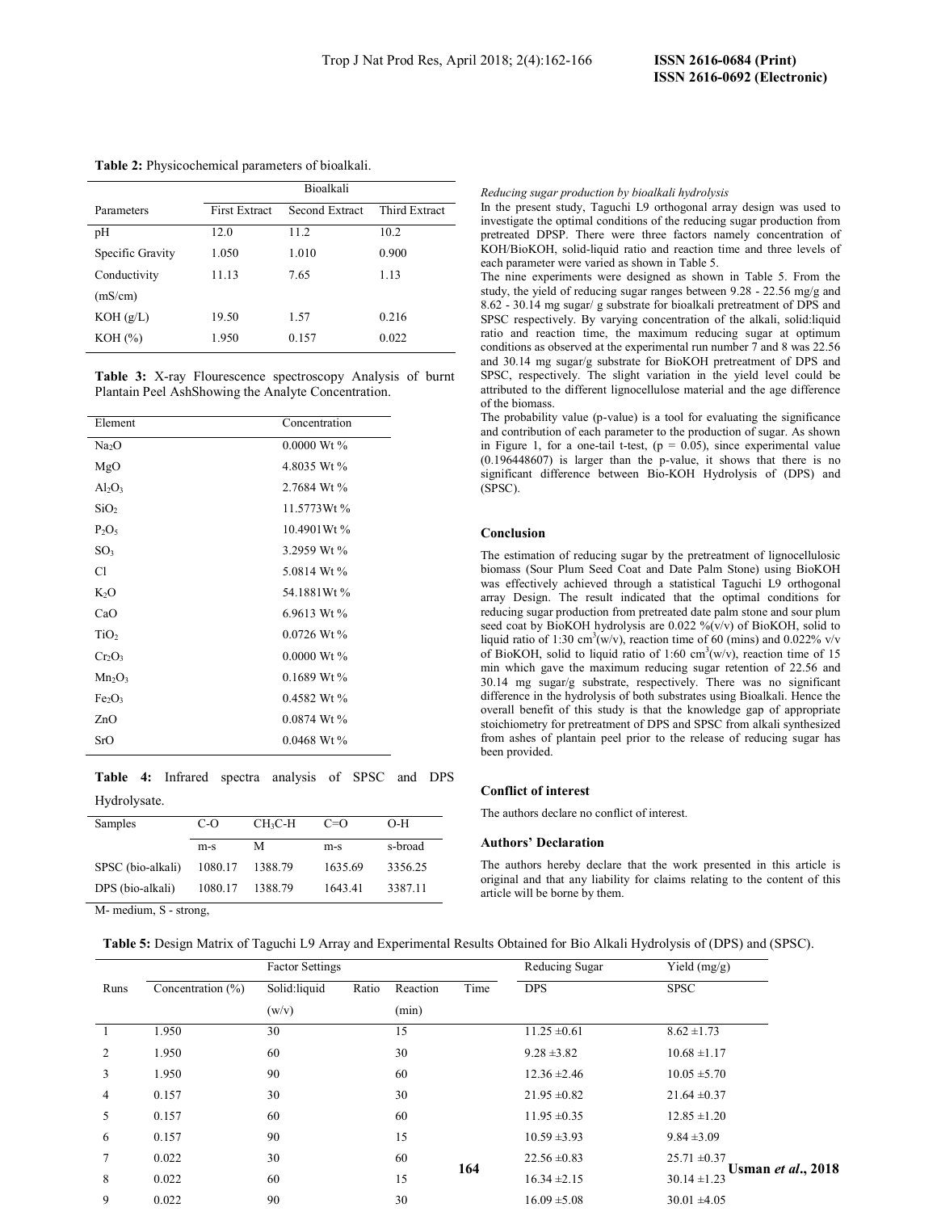**Table 2:** Physicochemical parameters of bioalkali.

| Parameters | Bioalkali | | |
|---|---|---|---|
| | First Extract | Second Extract | Third Extract |
| pH | 12.0 | 11.2 | 10.2 |
| Specific Gravity | 1.050 | 1.010 | 0.900 |
| Conductivity (mS/cm) | 11.13 | 7.65 | 1.13 |
| KOH (g/L) | 19.50 | 1.57 | 0.216 |
| KOH (%) | 1.950 | 0.157 | 0.022 |

**Table 3:** X-ray Flourescence spectroscopy Analysis of burnt Plantain Peel AshShowing the Analyte Concentration.

| Element | Concentration |
|---|---|
| $Na_2O$ | 0.0000 Wt % |
| $MgO$ | 4.8035 Wt % |
| $Al_2O_3$ | 2.7684 Wt % |
| $SiO_2$ | 11.5773Wt % |
| $P_2O_5$ | 10.4901Wt % |
| $SO_3$ | 3.2959 Wt % |
| Cl | 5.0814 Wt % |
| $K_2O$ | 54.1881Wt % |
| CaO | 6.9613 Wt % |
| $TiO_2$ | 0.0726 Wt % |
| $Cr_2O_3$ | 0.0000 Wt % |
| $Mn_2O_3$ | 0.1689 Wt % |
| $Fe_2O_3$ | 0.4582 Wt % |
| ZnO | 0.0874 Wt % |
| SrO | 0.0468 Wt % |

**Table 4:** Infrared spectra analysis of SPSC and DPS Hydrolysate.

| Samples | C-O | $CH_3C$-H | C=O | O-H |
|---|---|---|---|---|
| | m-s | M | m-s | s-broad |
| SPSC (bio-alkali) | 1080.17 | 1388.79 | 1635.69 | 3356.25 |
| DPS (bio-alkali) | 1080.17 | 1388.79 | 1643.41 | 3387.11 |

M- medium, S - strong,

*Reducing sugar production by bioalkali hydrolysis*

In the present study, Taguchi L9 orthogonal array design was used to investigate the optimal conditions of the reducing sugar production from pretreated DPSP. There were three factors namely concentration of KOH/BioKOH, solid-liquid ratio and reaction time and three levels of each parameter were varied as shown in Table 5.

The nine experiments were designed as shown in Table 5. From the study, the yield of reducing sugar ranges between 9.28 - 22.56 mg/g and 8.62 - 30.14 mg sugar/ g substrate for bioalkali pretreatment of DPS and SPSC respectively. By varying concentration of the alkali, solid:liquid ratio and reaction time, the maximum reducing sugar at optimum conditions as observed at the experimental run number 7 and 8 was 22.56 and 30.14 mg sugar/g substrate for BioKOH pretreatment of DPS and SPSC, respectively. The slight variation in the yield level could be attributed to the different lignocellulose material and the age difference of the biomass.

The probability value (p-value) is a tool for evaluating the significance and contribution of each parameter to the production of sugar. As shown in Figure 1, for a one-tail t-test, ($p = 0.05$), since experimental value (0.196448607) is larger than the p-value, it shows that there is no significant difference between Bio-KOH Hydrolysis of (DPS) and (SPSC).

## Conclusion

The estimation of reducing sugar by the pretreatment of lignocellulosic biomass (Sour Plum Seed Coat and Date Palm Stone) using BioKOH was effectively achieved through a statistical Taguchi L9 orthogonal array Design. The result indicated that the optimal conditions for reducing sugar production from pretreated date palm stone and sour plum seed coat by BioKOH hydrolysis are 0.022 %(v/v) of BioKOH, solid to liquid ratio of 1:30 $cm^3$(w/v), reaction time of 60 (mins) and 0.022% v/v of BioKOH, solid to liquid ratio of 1:60 $cm^3$(w/v), reaction time of 15 min which gave the maximum reducing sugar retention of 22.56 and 30.14 mg sugar/g substrate, respectively. There was no significant difference in the hydrolysis of both substrates using Bioalkali. Hence the overall benefit of this study is that the knowledge gap of appropriate stoichiometry for pretreatment of DPS and SPSC from alkali synthesized from ashes of plantain peel prior to the release of reducing sugar has been provided.

## Conflict of interest

The authors declare no conflict of interest.

## Authors' Declaration

The authors hereby declare that the work presented in this article is original and that any liability for claims relating to the content of this article will be borne by them.

**Table 5:** Design Matrix of Taguchi L9 Array and Experimental Results Obtained for Bio Alkali Hydrolysis of (DPS) and (SPSC).

| Runs | Factor Settings | | | Reducing Sugar Yield (mg/g) | |
|---|---|---|---|---|---|
| | Concentration (%) | Solid:liquid Ratio (w/v) | Reaction Time (min) | DPS | SPSC |
| 1 | 1.950 | 30 | 15 | 11.25 ±0.61 | 8.62 ±1.73 |
| 2 | 1.950 | 60 | 30 | 9.28 ±3.82 | 10.68 ±1.17 |
| 3 | 1.950 | 90 | 60 | 12.36 ±2.46 | 10.05 ±5.70 |
| 4 | 0.157 | 30 | 30 | 21.95 ±0.82 | 21.64 ±0.37 |
| 5 | 0.157 | 60 | 60 | 11.95 ±0.35 | 12.85 ±1.20 |
| 6 | 0.157 | 90 | 15 | 10.59 ±3.93 | 9.84 ±3.09 |
| 7 | 0.022 | 30 | 60 | 22.56 ±0.83 | 25.71 ±0.37 |
| 8 | 0.022 | 60 | 15 | 16.34 ±2.15 | 30.14 ±1.23 |
| 9 | 0.022 | 90 | 30 | 16.09 ±5.08 | 30.01 ±4.05 |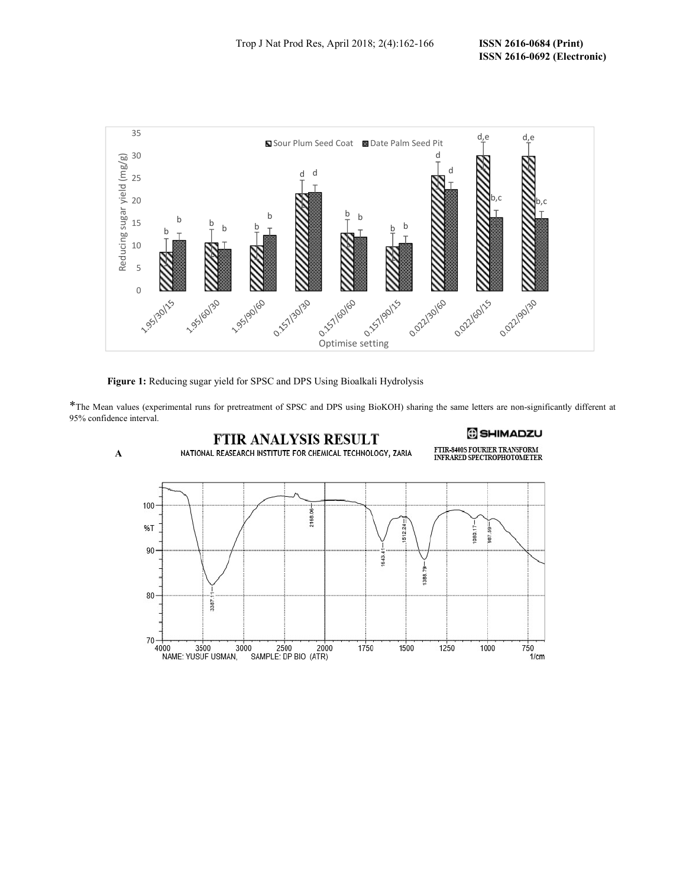**Figure 1:** Reducing sugar yield for SPSC and DPS Using Bioalkali Hydrolysis

*The Mean values (experimental runs for pretreatment of SPSC and DPS using BioKOH) sharing the same letters are non-significantly different at 95% confidence interval.

A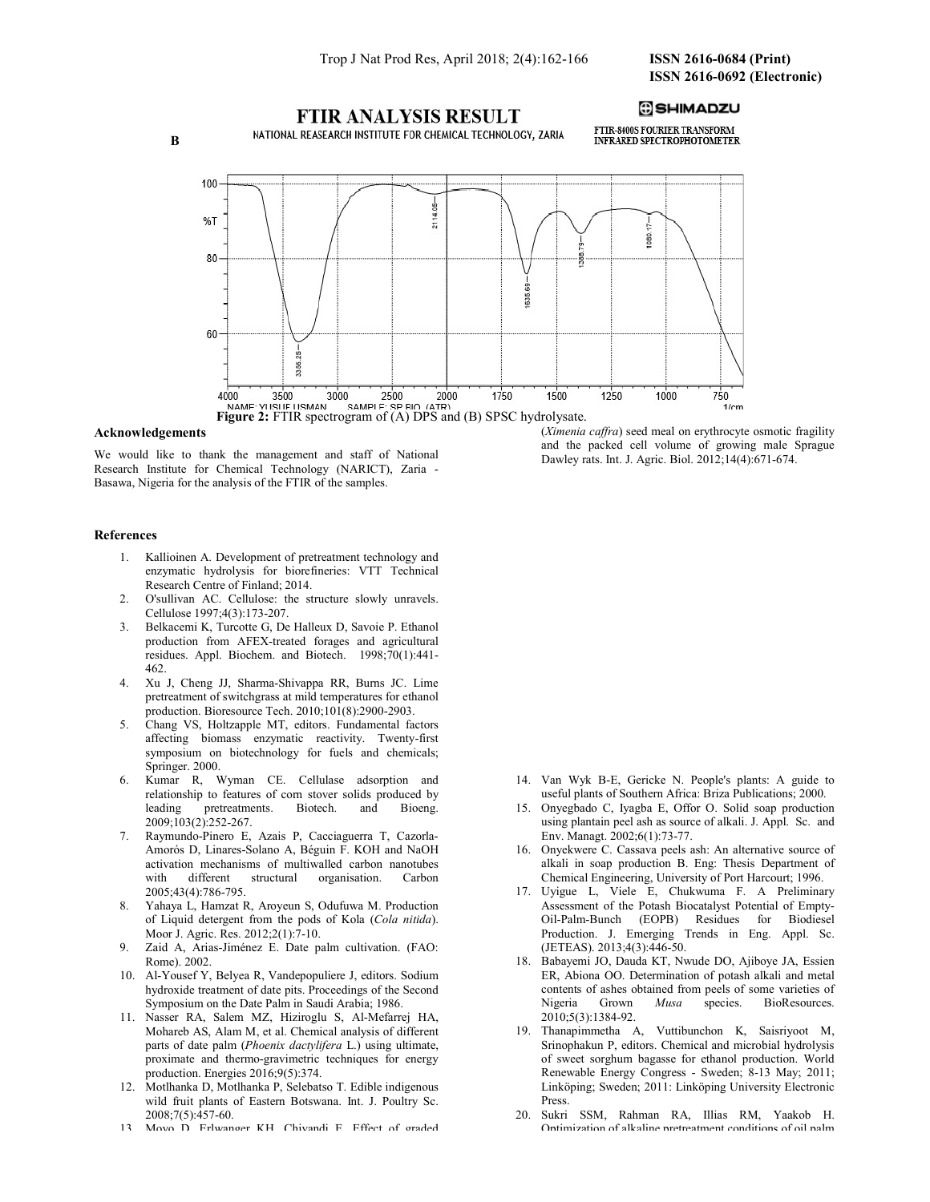**Figure 2:** FTIR spectrogram of (A) DPS and (B) SPSC hydrolysate.

## Acknowledgements

We would like to thank the management and staff of National Research Institute for Chemical Technology (NARICT), Zaria - Basawa, Nigeria for the analysis of the FTIR of the samples.

## References

1. Kallioinen A. Development of pretreatment technology and enzymatic hydrolysis for biorefineries: VTT Technical Research Centre of Finland; 2014.
2. O'sullivan AC. Cellulose: the structure slowly unravels. Cellulose 1997;4(3):173-207.
3. Belkacemi K, Turcotte G, De Halleux D, Savoie P. Ethanol production from AFEX-treated forages and agricultural residues. Appl. Biochem. and Biotech. 1998;70(1):441-462.
4. Xu J, Cheng JJ, Sharma-Shivappa RR, Burns JC. Lime pretreatment of switchgrass at mild temperatures for ethanol production. Bioresource Tech. 2010;101(8):2900-2903.
5. Chang VS, Holtzapple MT, editors. Fundamental factors affecting biomass enzymatic reactivity. Twenty-first symposium on biotechnology for fuels and chemicals; Springer. 2000.
6. Kumar R, Wyman CE. Cellulase adsorption and relationship to features of corn stover solids produced by leading pretreatments. Biotech. and Bioeng. 2009;103(2):252-267.
7. Raymundo-Pinero E, Azais P, Cacciaguerra T, Cazorla-Amorós D, Linares-Solano A, Béguin F. KOH and NaOH activation mechanisms of multiwalled carbon nanotubes with different structural organisation. Carbon 2005;43(4):786-795.
8. Yahaya L, Hamzat R, Aroyeun S, Odufuwa M. Production of Liquid detergent from the pods of Kola (*Cola nitida*). Moor J. Agric. Res. 2012;2(1):7-10.
9. Zaid A, Arias-Jiménez E. Date palm cultivation. (FAO: Rome). 2002.
10. Al-Yousef Y, Belyea R, Vandepopuliere J, editors. Sodium hydroxide treatment of date pits. Proceedings of the Second Symposium on the Date Palm in Saudi Arabia; 1986.
11. Nasser RA, Salem MZ, Hiziroglu S, Al-Mefarrej HA, Mohareb AS, Alam M, et al. Chemical analysis of different parts of date palm (*Phoenix dactylifera* L.) using ultimate, proximate and thermo-gravimetric techniques for energy production. Energies 2016;9(5):374.
12. Motlhanka D, Motlhanka P, Selebatso T. Edible indigenous wild fruit plants of Eastern Botswana. Int. J. Poultry Sc. 2008;7(5):457-60.
13. Moyo D, Erlwanger KH, Chivandi E. Effect of graded (*Ximenia caffra*) seed meal on erythrocyte osmotic fragility and the packed cell volume of growing male Sprague Dawley rats. Int. J. Agric. Biol. 2012;14(4):671-674.
14. Van Wyk B-E, Gericke N. People's plants: A guide to useful plants of Southern Africa: Briza Publications; 2000.
15. Onyegbado C, Iyagba E, Offor O. Solid soap production using plantain peel ash as source of alkali. J. Appl. Sc. and Env. Managt. 2002;6(1):73-77.
16. Onyekwere C. Cassava peels ash: An alternative source of alkali in soap production B. Eng: Thesis Department of Chemical Engineering, University of Port Harcourt; 1996.
17. Uyigue L, Viele E, Chukwuma F. A Preliminary Assessment of the Potash Biocatalyst Potential of Empty-Oil-Palm-Bunch (EOPB) Residues for Biodiesel Production. J. Emerging Trends in Eng. Appl. Sc. (JETEAS). 2013;4(3):446-50.
18. Babayemi JO, Dauda KT, Nwude DO, Ajiboye JA, Essien ER, Abiona OO. Determination of potash alkali and metal contents of ashes obtained from peels of some varieties of Nigeria Grown *Musa* species. BioResources. 2010;5(3):1384-92.
19. Thanapimmetha A, Vuttibunchon K, Saisriyoot M, Srinophakun P, editors. Chemical and microbial hydrolysis of sweet sorghum bagasse for ethanol production. World Renewable Energy Congress - Sweden; 8-13 May; 2011; Linköping; Sweden; 2011: Linköping University Electronic Press.
20. Sukri SSM, Rahman RA, Illias RM, Yaakob H. Optimization of alkaline pretreatment conditions of oil palm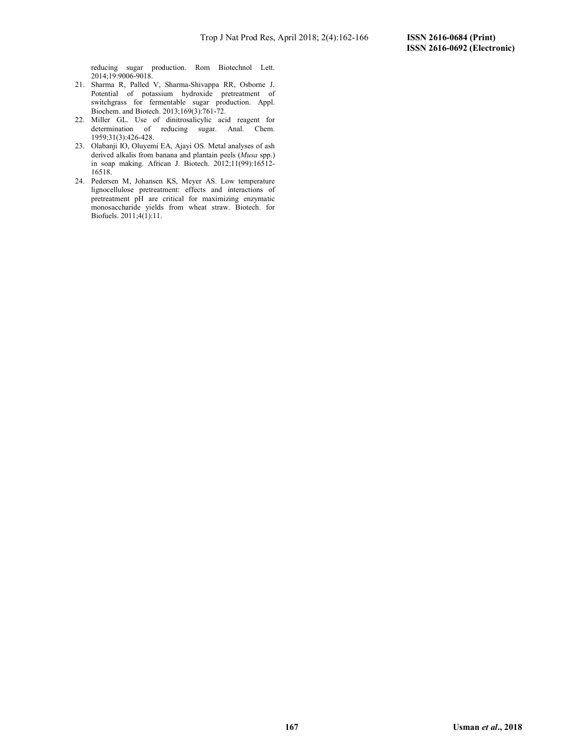reducing sugar production. Rom Biotechnol Lett. 2014;19:9006-9018.

21. Sharma R, Palled V, Sharma-Shivappa RR, Osborne J. Potential of potassium hydroxide pretreatment of switchgrass for fermentable sugar production. Appl. Biochem. and Biotech. 2013;169(3):761-72.
22. Miller GL. Use of dinitrosalicylic acid reagent for determination of reducing sugar. Anal. Chem. 1959;31(3):426-428.
23. Olabanji IO, Oluyemi EA, Ajayi OS. Metal analyses of ash derived alkalis from banana and plantain peels (*Musa* spp.) in soap making. African J. Biotech. 2012;11(99):16512-16518.
24. Pedersen M, Johansen KS, Meyer AS. Low temperature lignocellulose pretreatment: effects and interactions of pretreatment pH are critical for maximizing enzymatic monosaccharide yields from wheat straw. Biotech. for Biofuels. 2011;4(1):11.